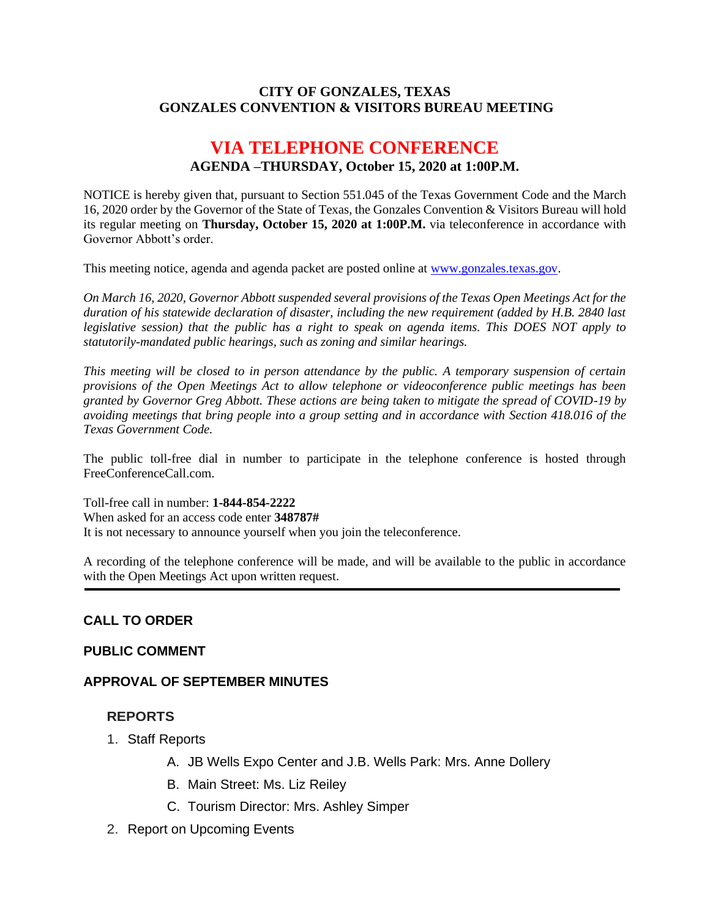**CITY OF GONZALES, TEXAS**
**GONZALES CONVENTION & VISITORS BUREAU MEETING**

# VIA TELEPHONE CONFERENCE

**AGENDA –THURSDAY, October 15, 2020 at 1:00P.M.**

NOTICE is hereby given that, pursuant to Section 551.045 of the Texas Government Code and the March 16, 2020 order by the Governor of the State of Texas, the Gonzales Convention & Visitors Bureau will hold its regular meeting on **Thursday, October 15, 2020 at 1:00P.M.** via teleconference in accordance with Governor Abbott's order.

This meeting notice, agenda and agenda packet are posted online at [www.gonzales.texas.gov](www.gonzales.texas.gov).

*On March 16, 2020, Governor Abbott suspended several provisions of the Texas Open Meetings Act for the duration of his statewide declaration of disaster, including the new requirement (added by H.B. 2840 last legislative session) that the public has a right to speak on agenda items. This DOES NOT apply to statutorily-mandated public hearings, such as zoning and similar hearings.*

*This meeting will be closed to in person attendance by the public. A temporary suspension of certain provisions of the Open Meetings Act to allow telephone or videoconference public meetings has been granted by Governor Greg Abbott. These actions are being taken to mitigate the spread of COVID-19 by avoiding meetings that bring people into a group setting and in accordance with Section 418.016 of the Texas Government Code.*

The public toll-free dial in number to participate in the telephone conference is hosted through FreeConferenceCall.com.

Toll-free call in number: **1-844-854-2222**
When asked for an access code enter **348787#**
It is not necessary to announce yourself when you join the teleconference.

A recording of the telephone conference will be made, and will be available to the public in accordance with the Open Meetings Act upon written request.

---

**CALL TO ORDER**

**PUBLIC COMMENT**

**APPROVAL OF SEPTEMBER MINUTES**

**REPORTS**

1. Staff Reports
   - A. JB Wells Expo Center and J.B. Wells Park: Mrs. Anne Dollery
   - B. Main Street: Ms. Liz Reiley
   - C. Tourism Director: Mrs. Ashley Simper
2. Report on Upcoming Events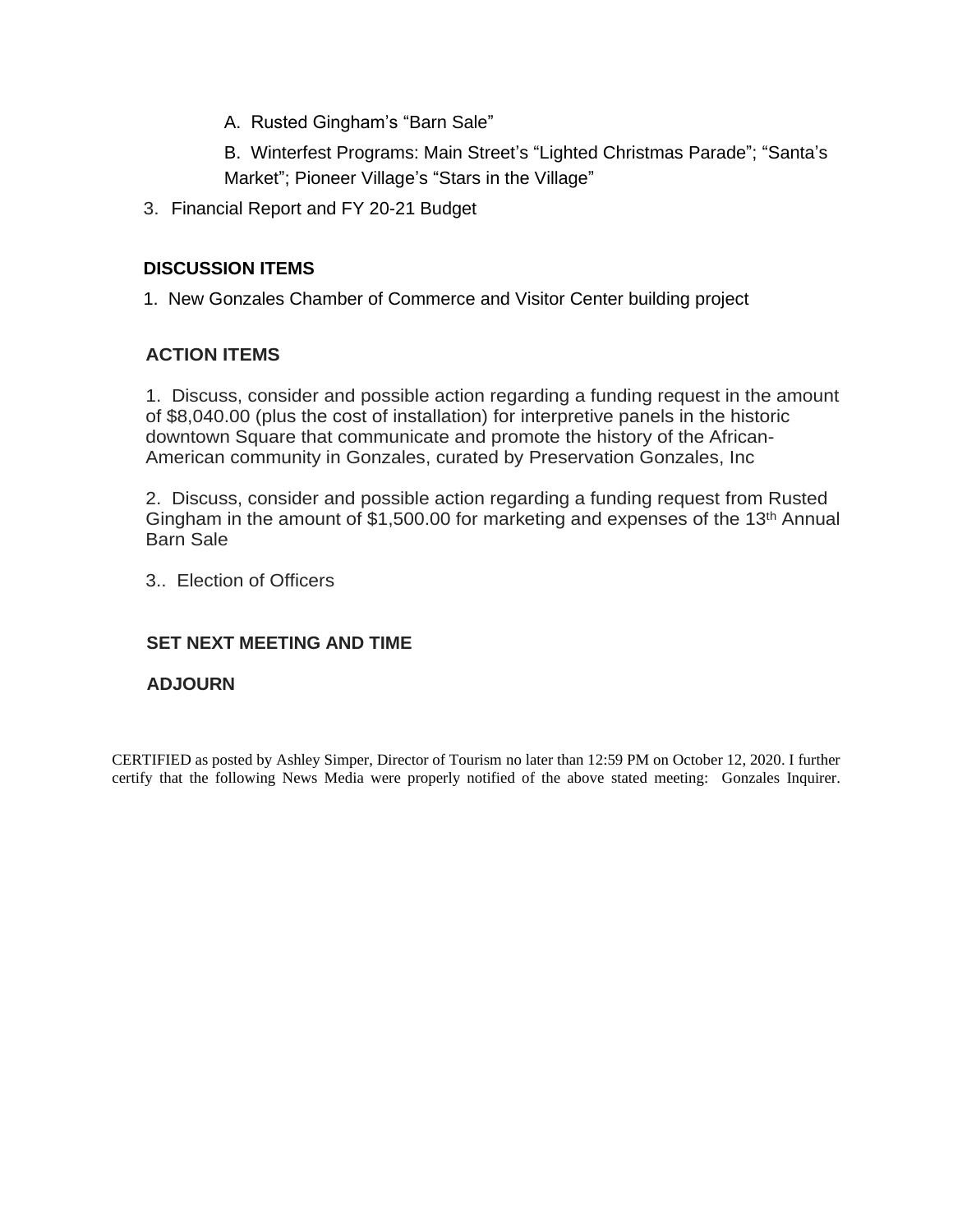A. Rusted Gingham's "Barn Sale"

B. Winterfest Programs: Main Street's "Lighted Christmas Parade"; "Santa's Market"; Pioneer Village's "Stars in the Village"

3. Financial Report and FY 20-21 Budget

**DISCUSSION ITEMS**

1. New Gonzales Chamber of Commerce and Visitor Center building project

**ACTION ITEMS**

1. Discuss, consider and possible action regarding a funding request in the amount of $8,040.00 (plus the cost of installation) for interpretive panels in the historic downtown Square that communicate and promote the history of the African-American community in Gonzales, curated by Preservation Gonzales, Inc

2. Discuss, consider and possible action regarding a funding request from Rusted Gingham in the amount of $1,500.00 for marketing and expenses of the 13th Annual Barn Sale

3.. Election of Officers

**SET NEXT MEETING AND TIME**

**ADJOURN**

CERTIFIED as posted by Ashley Simper, Director of Tourism no later than 12:59 PM on October 12, 2020. I further certify that the following News Media were properly notified of the above stated meeting: Gonzales Inquirer.